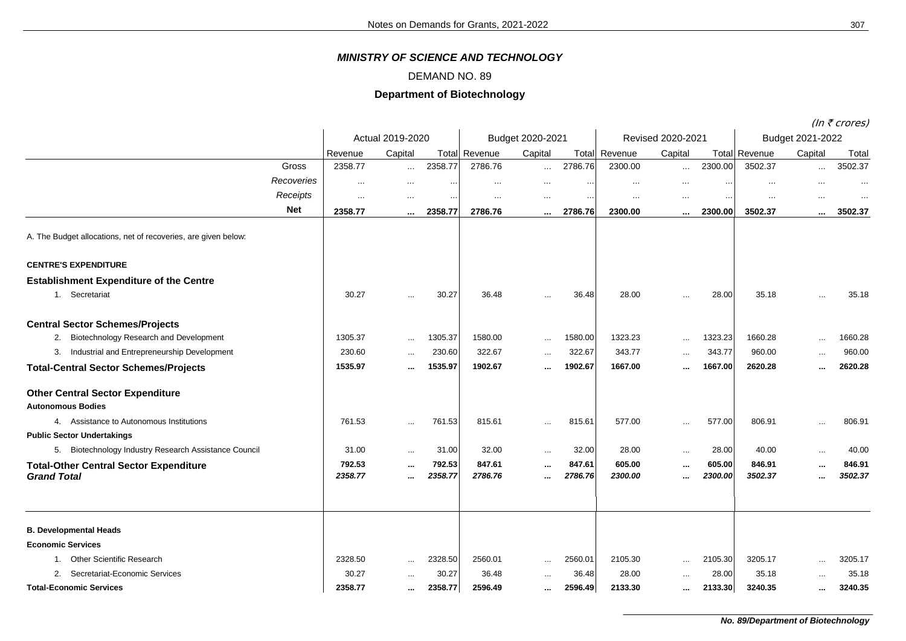# MINISTRY OF SCIENCE AND TECHNOLOGY

## DEMAND NO. 89

### Department of Biotechnology

*(In ₹ crores)*

| | Actual 2019-2020 | | | Budget 2020-2021 | | | Revised 2020-2021 | | | Budget 2021-2022 | | |
|---|---|---|---|---|---|---|---|---|---|---|---|---|
| | Revenue | Capital | Total | Revenue | Capital | Total | Revenue | Capital | Total | Revenue | Capital | Total |
| Gross | 2358.77 | ... | 2358.77 | 2786.76 | ... | 2786.76 | 2300.00 | ... | 2300.00 | 3502.37 | ... | 3502.37 |
| *Recoveries* | ... | ... | ... | ... | ... | ... | ... | ... | ... | ... | ... | ... |
| *Receipts* | ... | ... | ... | ... | ... | ... | ... | ... | ... | ... | ... | ... |
| **Net** | **2358.77** | **...** | **2358.77** | **2786.76** | **...** | **2786.76** | **2300.00** | **...** | **2300.00** | **3502.37** | **...** | **3502.37** |
| A. The Budget allocations, net of recoveries, are given below: | | | | | | | | | | | | |
| **CENTRE'S EXPENDITURE** | | | | | | | | | | | | |
| **Establishment Expenditure of the Centre** | | | | | | | | | | | | |
| 1. Secretariat | 30.27 | ... | 30.27 | 36.48 | ... | 36.48 | 28.00 | ... | 28.00 | 35.18 | ... | 35.18 |
| **Central Sector Schemes/Projects** | | | | | | | | | | | | |
| 2. Biotechnology Research and Development | 1305.37 | ... | 1305.37 | 1580.00 | ... | 1580.00 | 1323.23 | ... | 1323.23 | 1660.28 | ... | 1660.28 |
| 3. Industrial and Entrepreneurship Development | 230.60 | ... | 230.60 | 322.67 | ... | 322.67 | 343.77 | ... | 343.77 | 960.00 | ... | 960.00 |
| **Total-Central Sector Schemes/Projects** | **1535.97** | **...** | **1535.97** | **1902.67** | **...** | **1902.67** | **1667.00** | **...** | **1667.00** | **2620.28** | **...** | **2620.28** |
| **Other Central Sector Expenditure** | | | | | | | | | | | | |
| **Autonomous Bodies** | | | | | | | | | | | | |
| 4. Assistance to Autonomous Institutions | 761.53 | ... | 761.53 | 815.61 | ... | 815.61 | 577.00 | ... | 577.00 | 806.91 | ... | 806.91 |
| **Public Sector Undertakings** | | | | | | | | | | | | |
| 5. Biotechnology Industry Research Assistance Council | 31.00 | ... | 31.00 | 32.00 | ... | 32.00 | 28.00 | ... | 28.00 | 40.00 | ... | 40.00 |
| **Total-Other Central Sector Expenditure** | **792.53** | **...** | **792.53** | **847.61** | **...** | **847.61** | **605.00** | **...** | **605.00** | **846.91** | **...** | **846.91** |
| ***Grand Total*** | ***2358.77*** | ***...*** | ***2358.77*** | ***2786.76*** | ***...*** | ***2786.76*** | ***2300.00*** | ***...*** | ***2300.00*** | ***3502.37*** | ***...*** | ***3502.37*** |
| **B. Developmental Heads** | | | | | | | | | | | | |
| **Economic Services** | | | | | | | | | | | | |
| 1. Other Scientific Research | 2328.50 | ... | 2328.50 | 2560.01 | ... | 2560.01 | 2105.30 | ... | 2105.30 | 3205.17 | ... | 3205.17 |
| 2. Secretariat-Economic Services | 30.27 | ... | 30.27 | 36.48 | ... | 36.48 | 28.00 | ... | 28.00 | 35.18 | ... | 35.18 |
| **Total-Economic Services** | **2358.77** | **...** | **2358.77** | **2596.49** | **...** | **2596.49** | **2133.30** | **...** | **2133.30** | **3240.35** | **...** | **3240.35** |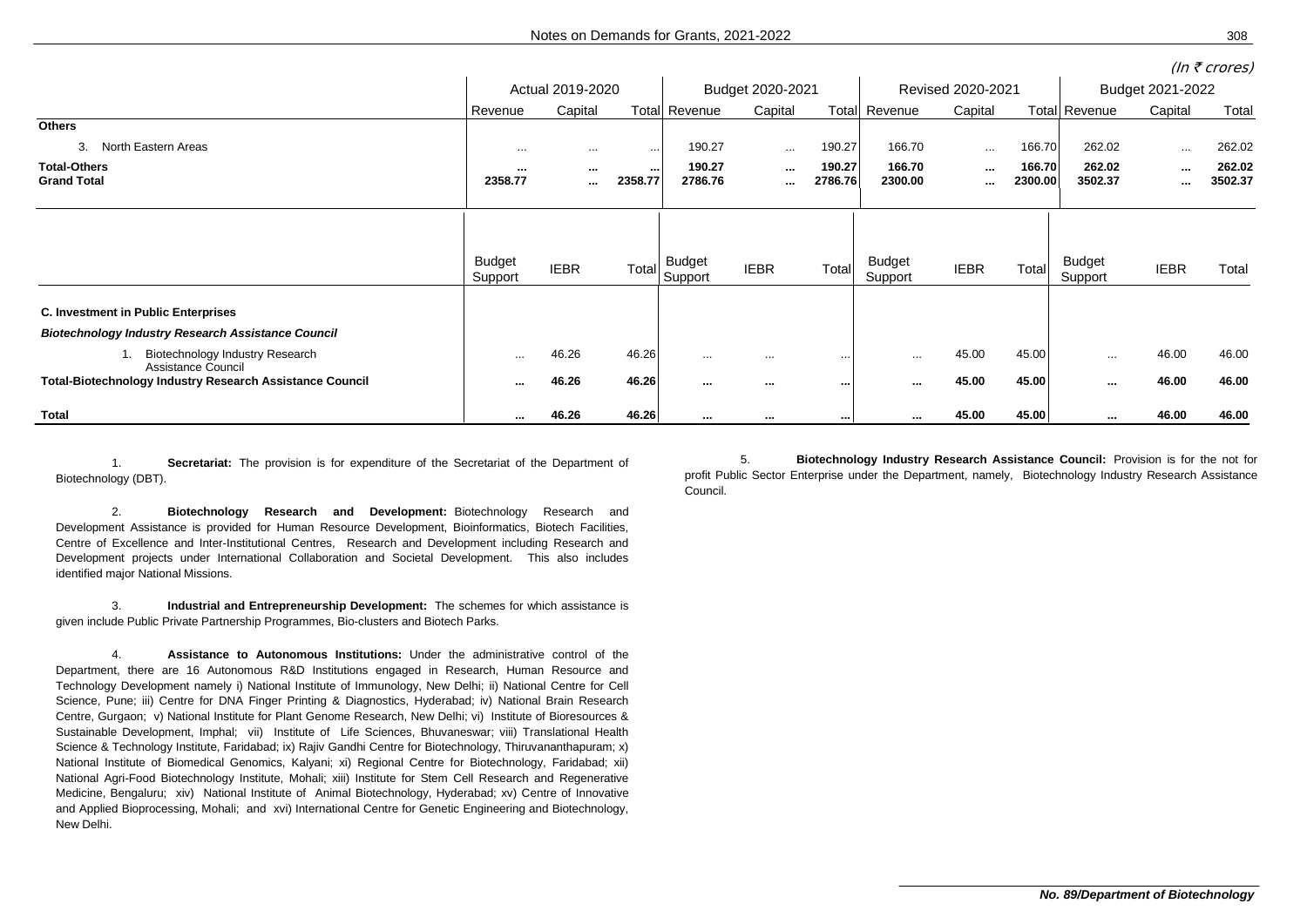(In ₹ crores)

| | Actual 2019-2020 | | | Budget 2020-2021 | | | Revised 2020-2021 | | | Budget 2021-2022 | | |
|---|---|---|---|---|---|---|---|---|---|---|---|---|
| | Revenue | Capital | Total | Revenue | Capital | Total | Revenue | Capital | Total | Revenue | Capital | Total |
| **Others** | | | | | | | | | | | | |
| 3. North Eastern Areas | ... | ... | ... | 190.27 | ... | 190.27 | 166.70 | ... | 166.70 | 262.02 | ... | 262.02 |
| **Total-Others** | **...** | **...** | **...** | **190.27** | **...** | **190.27** | **166.70** | **...** | **166.70** | **262.02** | **...** | **262.02** |
| **Grand Total** | **2358.77** | **...** | **2358.77** | **2786.76** | **...** | **2786.76** | **2300.00** | **...** | **2300.00** | **3502.37** | **...** | **3502.37** |

| | Budget Support | IEBR | Total | Budget Support | IEBR | Total | Budget Support | IEBR | Total | Budget Support | IEBR | Total |
|---|---|---|---|---|---|---|---|---|---|---|---|---|
| **C. Investment in Public Enterprises** | | | | | | | | | | | | |
| ***Biotechnology Industry Research Assistance Council*** | | | | | | | | | | | | |
| 1. Biotechnology Industry Research Assistance Council | ... | 46.26 | 46.26 | ... | ... | ... | ... | 45.00 | 45.00 | ... | 46.00 | 46.00 |
| **Total-Biotechnology Industry Research Assistance Council** | **...** | **46.26** | **46.26** | **...** | **...** | **...** | **...** | **45.00** | **45.00** | **...** | **46.00** | **46.00** |
| **Total** | **...** | **46.26** | **46.26** | **...** | **...** | **...** | **...** | **45.00** | **45.00** | **...** | **46.00** | **46.00** |

1. **Secretariat:** The provision is for expenditure of the Secretariat of the Department of Biotechnology (DBT).

2. **Biotechnology Research and Development:** Biotechnology Research and Development Assistance is provided for Human Resource Development, Bioinformatics, Biotech Facilities, Centre of Excellence and Inter-Institutional Centres, Research and Development including Research and Development projects under International Collaboration and Societal Development. This also includes identified major National Missions.

3. **Industrial and Entrepreneurship Development:** The schemes for which assistance is given include Public Private Partnership Programmes, Bio-clusters and Biotech Parks.

4. **Assistance to Autonomous Institutions:** Under the administrative control of the Department, there are 16 Autonomous R&D Institutions engaged in Research, Human Resource and Technology Development namely i) National Institute of Immunology, New Delhi; ii) National Centre for Cell Science, Pune; iii) Centre for DNA Finger Printing & Diagnostics, Hyderabad; iv) National Brain Research Centre, Gurgaon; v) National Institute for Plant Genome Research, New Delhi; vi) Institute of Bioresources & Sustainable Development, Imphal; vii) Institute of Life Sciences, Bhuvaneswar; viii) Translational Health Science & Technology Institute, Faridabad; ix) Rajiv Gandhi Centre for Biotechnology, Thiruvananthapuram; x) National Institute of Biomedical Genomics, Kalyani; xi) Regional Centre for Biotechnology, Faridabad; xii) National Agri-Food Biotechnology Institute, Mohali; xiii) Institute for Stem Cell Research and Regenerative Medicine, Bengaluru; xiv) National Institute of Animal Biotechnology, Hyderabad; xv) Centre of Innovative and Applied Bioprocessing, Mohali; and xvi) International Centre for Genetic Engineering and Biotechnology, New Delhi.

5. **Biotechnology Industry Research Assistance Council:** Provision is for the not for profit Public Sector Enterprise under the Department, namely, Biotechnology Industry Research Assistance Council.